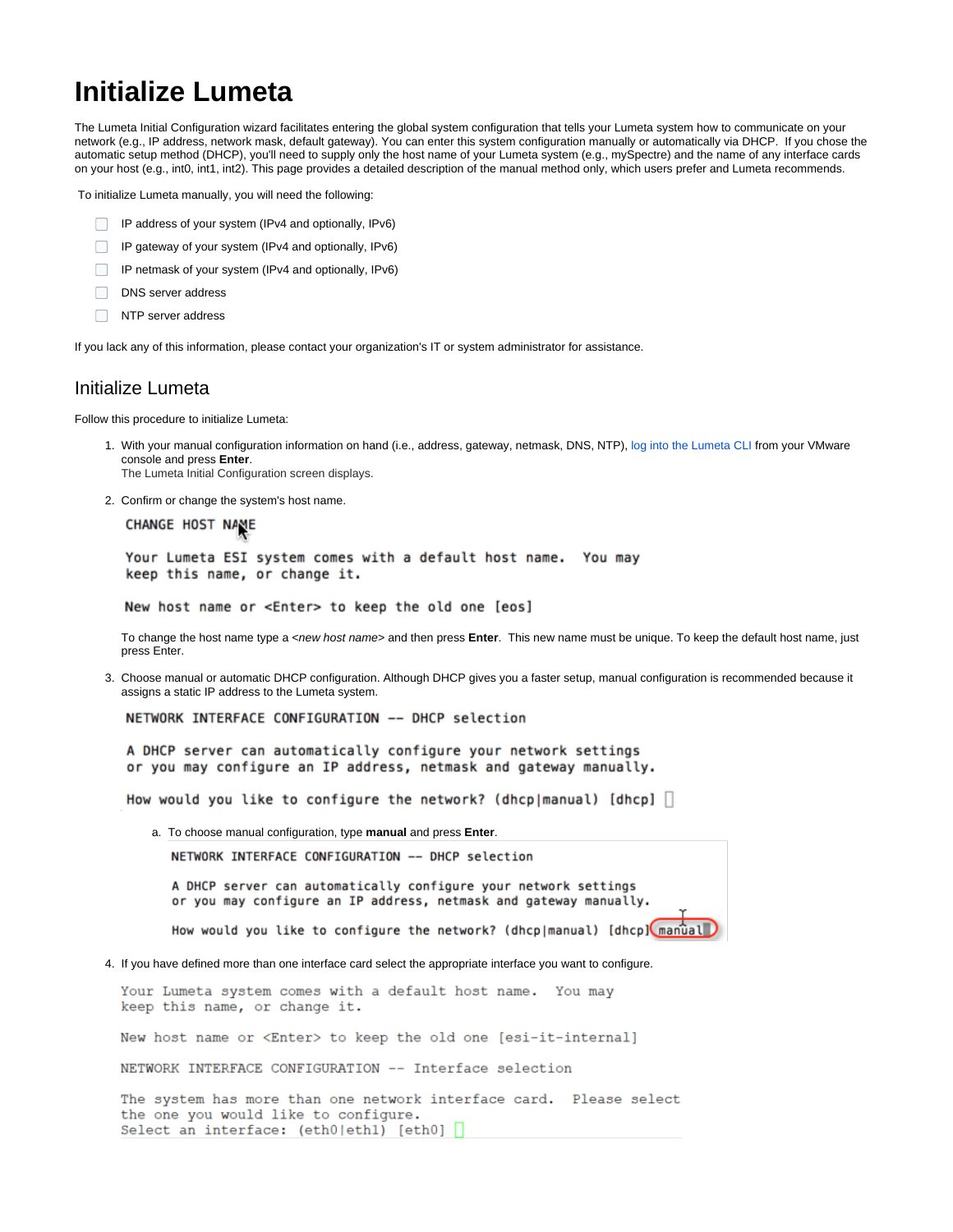# Initialize Lumeta

The Lumeta Initial Configuration wizard facilitates entering the global system configuration that tells your Lumeta system how to communicate on your network (e.g., IP address, network mask, default gateway). You can enter this system configuration manually or automatically via DHCP. If you chose the automatic setup method (DHCP), you'll need to supply only the host name of your Lumeta system (e.g., mySpectre) and the name of any interface cards on your host (e.g., int0, int1, int2). This page provides a detailed description of the manual method only, which users prefer and Lumeta recommends.

To initialize Lumeta manually, you will need the following:

- [ ] IP address of your system (IPv4 and optionally, IPv6)
- [ ] IP gateway of your system (IPv4 and optionally, IPv6)
- [ ] IP netmask of your system (IPv4 and optionally, IPv6)
- [ ] DNS server address
- [ ] NTP server address

If you lack any of this information, please contact your organization's IT or system administrator for assistance.

## Initialize Lumeta

Follow this procedure to initialize Lumeta:

1. With your manual configuration information on hand (i.e., address, gateway, netmask, DNS, NTP), log into the Lumeta CLI from your VMware console and press **Enter**.
   The Lumeta Initial Configuration screen displays.

2. Confirm or change the system's host name.

   ```
   CHANGE HOST NAME

   Your Lumeta ESI system comes with a default host name.  You may
   keep this name, or change it.

   New host name or <Enter> to keep the old one [eos]
   ```

   To change the host name type a *<new host name>* and then press **Enter**. This new name must be unique. To keep the default host name, just press Enter.

3. Choose manual or automatic DHCP configuration. Although DHCP gives you a faster setup, manual configuration is recommended because it assigns a static IP address to the Lumeta system.

   ```
   NETWORK INTERFACE CONFIGURATION -- DHCP selection

   A DHCP server can automatically configure your network settings
   or you may configure an IP address, netmask and gateway manually.

   How would you like to configure the network? (dhcp|manual) [dhcp]
   ```

   a. To choose manual configuration, type **manual** and press **Enter**.

   ```
   NETWORK INTERFACE CONFIGURATION -- DHCP selection

   A DHCP server can automatically configure your network settings
   or you may configure an IP address, netmask and gateway manually.

   How would you like to configure the network? (dhcp|manual) [dhcp] manual
   ```

4. If you have defined more than one interface card select the appropriate interface you want to configure.

   ```
   Your Lumeta system comes with a default host name.  You may
   keep this name, or change it.

   New host name or <Enter> to keep the old one [esi-it-internal]

   NETWORK INTERFACE CONFIGURATION -- Interface selection

   The system has more than one network interface card.  Please select
   the one you would like to configure.
   Select an interface: (eth0|eth1) [eth0]
   ```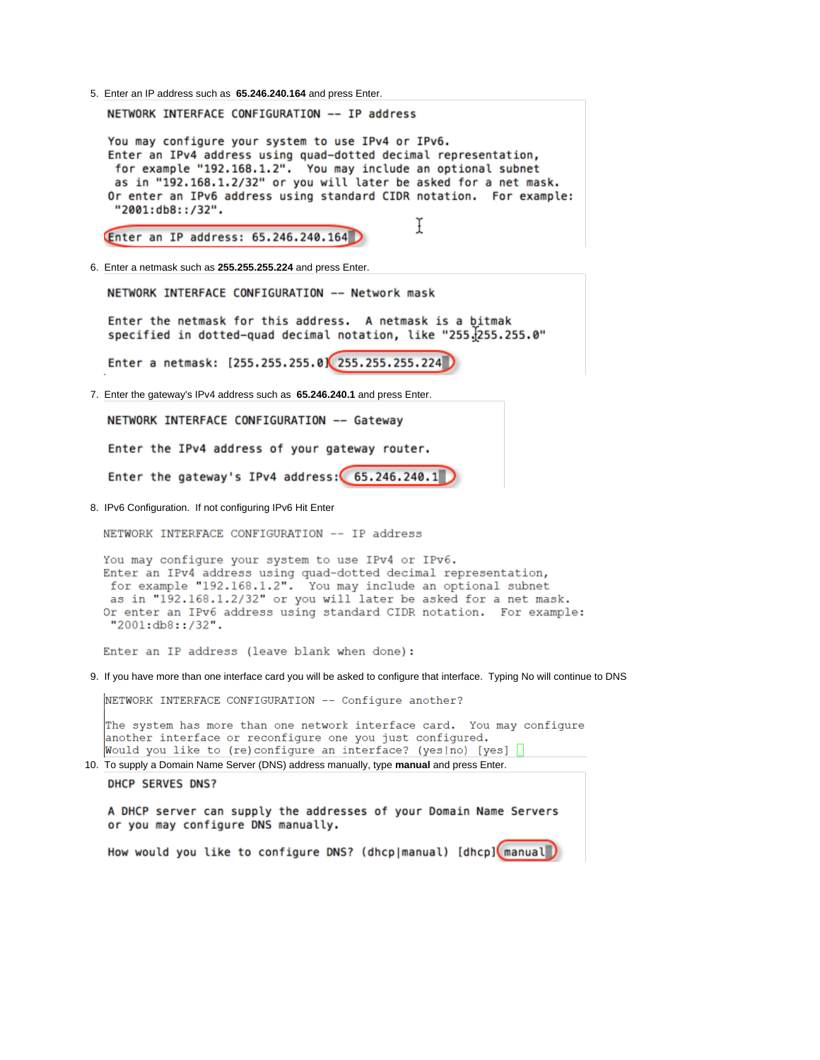5. Enter an IP address such as **65.246.240.164** and press Enter.

```
NETWORK INTERFACE CONFIGURATION -- IP address

You may configure your system to use IPv4 or IPv6.
Enter an IPv4 address using quad-dotted decimal representation,
 for example "192.168.1.2".  You may include an optional subnet
 as in "192.168.1.2/32" or you will later be asked for a net mask.
Or enter an IPv6 address using standard CIDR notation.  For example:
 "2001:db8::/32".

Enter an IP address: 65.246.240.164
```

6. Enter a netmask such as **255.255.255.224** and press Enter.

```
NETWORK INTERFACE CONFIGURATION -- Network mask

Enter the netmask for this address.  A netmask is a bitmak
specified in dotted-quad decimal notation, like "255.255.255.0"

Enter a netmask: [255.255.255.0] 255.255.255.224
```

7. Enter the gateway's IPv4 address such as **65.246.240.1** and press Enter.

```
NETWORK INTERFACE CONFIGURATION -- Gateway

Enter the IPv4 address of your gateway router.

Enter the gateway's IPv4 address: 65.246.240.1
```

8. IPv6 Configuration. If not configuring IPv6 Hit Enter

```
NETWORK INTERFACE CONFIGURATION -- IP address

You may configure your system to use IPv4 or IPv6.
Enter an IPv4 address using quad-dotted decimal representation,
 for example "192.168.1.2".  You may include an optional subnet
 as in "192.168.1.2/32" or you will later be asked for a net mask.
Or enter an IPv6 address using standard CIDR notation.  For example:
 "2001:db8::/32".

Enter an IP address (leave blank when done):
```

9. If you have more than one interface card you will be asked to configure that interface. Typing No will continue to DNS

```
NETWORK INTERFACE CONFIGURATION -- Configure another?

The system has more than one network interface card.  You may configure
another interface or reconfigure one you just configured.
Would you like to (re)configure an interface? (yes|no) [yes]
```

10. To supply a Domain Name Server (DNS) address manually, type **manual** and press Enter.

```
DHCP SERVES DNS?

A DHCP server can supply the addresses of your Domain Name Servers
or you may configure DNS manually.

How would you like to configure DNS? (dhcp|manual) [dhcp] manual
```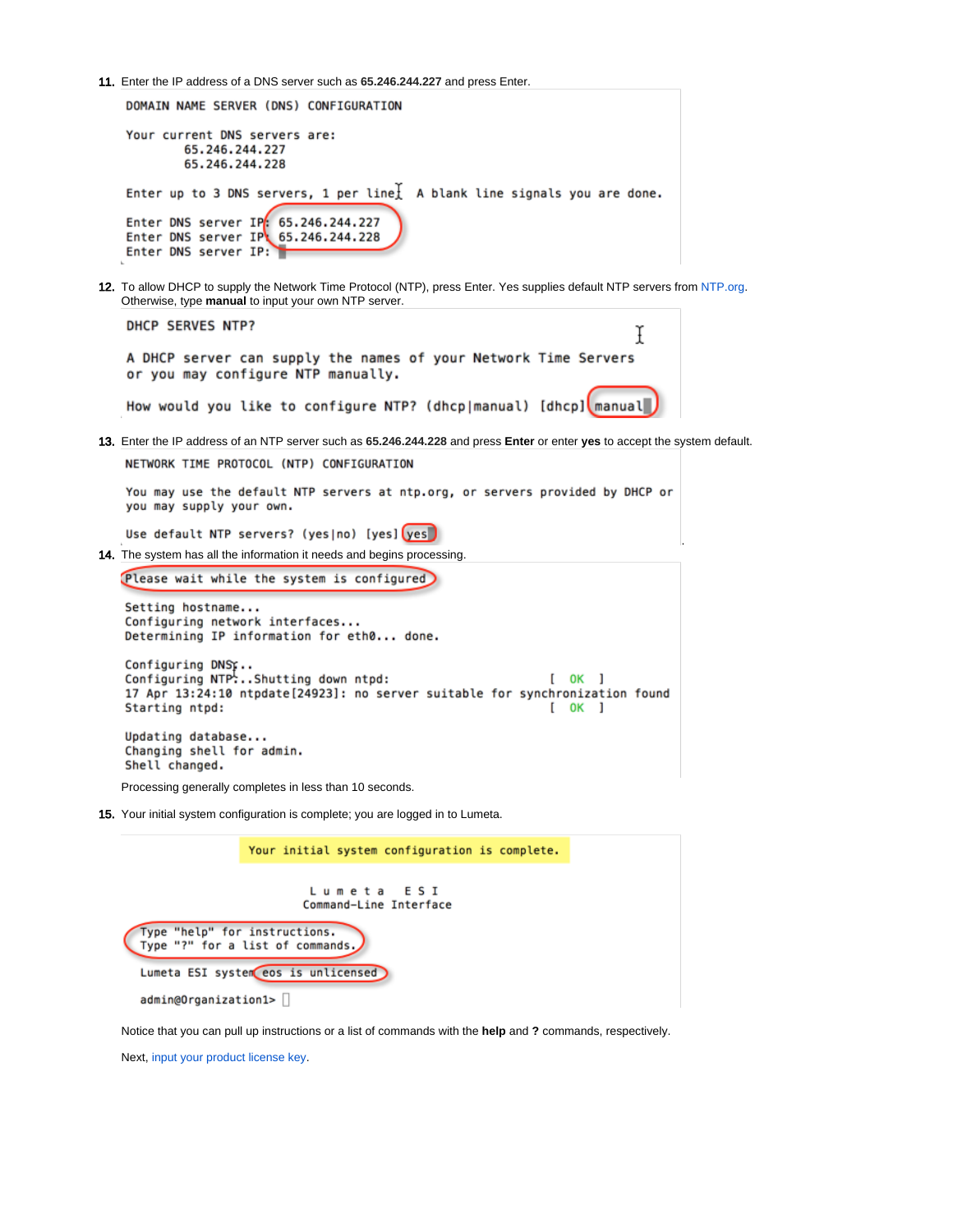11. Enter the IP address of a DNS server such as **65.246.244.227** and press Enter.

```
DOMAIN NAME SERVER (DNS) CONFIGURATION

Your current DNS servers are:
        65.246.244.227
        65.246.244.228

Enter up to 3 DNS servers, 1 per line.  A blank line signals you are done.

Enter DNS server IP: 65.246.244.227
Enter DNS server IP: 65.246.244.228
Enter DNS server IP:
```

12. To allow DHCP to supply the Network Time Protocol (NTP), press Enter. Yes supplies default NTP servers from NTP.org. Otherwise, type **manual** to input your own NTP server.

```
DHCP SERVES NTP?

A DHCP server can supply the names of your Network Time Servers
or you may configure NTP manually.

How would you like to configure NTP? (dhcp|manual) [dhcp] manual
```

13. Enter the IP address of an NTP server such as **65.246.244.228** and press **Enter** or enter **yes** to accept the system default.

```
NETWORK TIME PROTOCOL (NTP) CONFIGURATION

You may use the default NTP servers at ntp.org, or servers provided by DHCP or
you may supply your own.

Use default NTP servers? (yes|no) [yes] yes
```

14. The system has all the information it needs and begins processing.

```
Please wait while the system is configured

Setting hostname...
Configuring network interfaces...
Determining IP information for eth0... done.

Configuring DNS...
Configuring NTP...Shutting down ntpd:                          [  OK  ]
17 Apr 13:24:10 ntpdate[24923]: no server suitable for synchronization found
Starting ntpd:                                                 [  OK  ]

Updating database...
Changing shell for admin.
Shell changed.
```

Processing generally completes in less than 10 seconds.

15. Your initial system configuration is complete; you are logged in to Lumeta.

```
Your initial system configuration is complete.

              L u m e t a   E S I
              Command-Line Interface

Type "help" for instructions.
Type "?" for a list of commands.

Lumeta ESI system eos is unlicensed

admin@Organization1>
```

Notice that you can pull up instructions or a list of commands with the **help** and **?** commands, respectively.

Next, input your product license key.